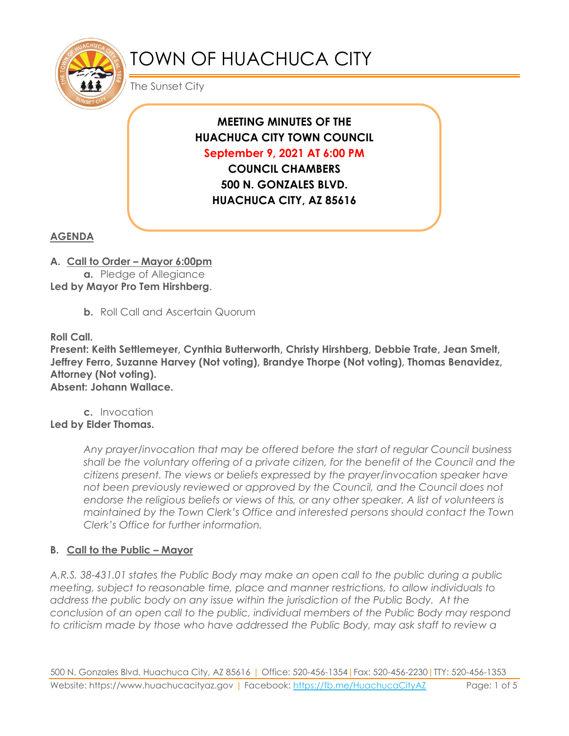# TOWN OF HUACHUCA CITY

The Sunset City

**MEETING MINUTES OF THE**
**HUACHUCA CITY TOWN COUNCIL**
**September 9, 2021 AT 6:00 PM**
**COUNCIL CHAMBERS**
**500 N. GONZALES BLVD.**
**HUACHUCA CITY, AZ 85616**

## AGENDA

**A. Call to Order – Mayor 6:00pm**

**a.** Pledge of Allegiance

**Led by Mayor Pro Tem Hirshberg**.

**b.** Roll Call and Ascertain Quorum

**Roll Call.**

**Present: Keith Settlemeyer, Cynthia Butterworth, Christy Hirshberg, Debbie Trate, Jean Smelt, Jeffrey Ferro, Suzanne Harvey (Not voting), Brandye Thorpe (Not voting), Thomas Benavidez, Attorney (Not voting).**

**Absent: Johann Wallace.**

**c.** Invocation

**Led by Elder Thomas.**

*Any prayer/invocation that may be offered before the start of regular Council business shall be the voluntary offering of a private citizen, for the benefit of the Council and the citizens present. The views or beliefs expressed by the prayer/invocation speaker have not been previously reviewed or approved by the Council, and the Council does not endorse the religious beliefs or views of this, or any other speaker. A list of volunteers is maintained by the Town Clerk's Office and interested persons should contact the Town Clerk's Office for further information.*

**B. Call to the Public – Mayor**

*A.R.S. 38-431.01 states the Public Body may make an open call to the public during a public meeting, subject to reasonable time, place and manner restrictions, to allow individuals to address the public body on any issue within the jurisdiction of the Public Body. At the conclusion of an open call to the public, individual members of the Public Body may respond to criticism made by those who have addressed the Public Body, may ask staff to review a*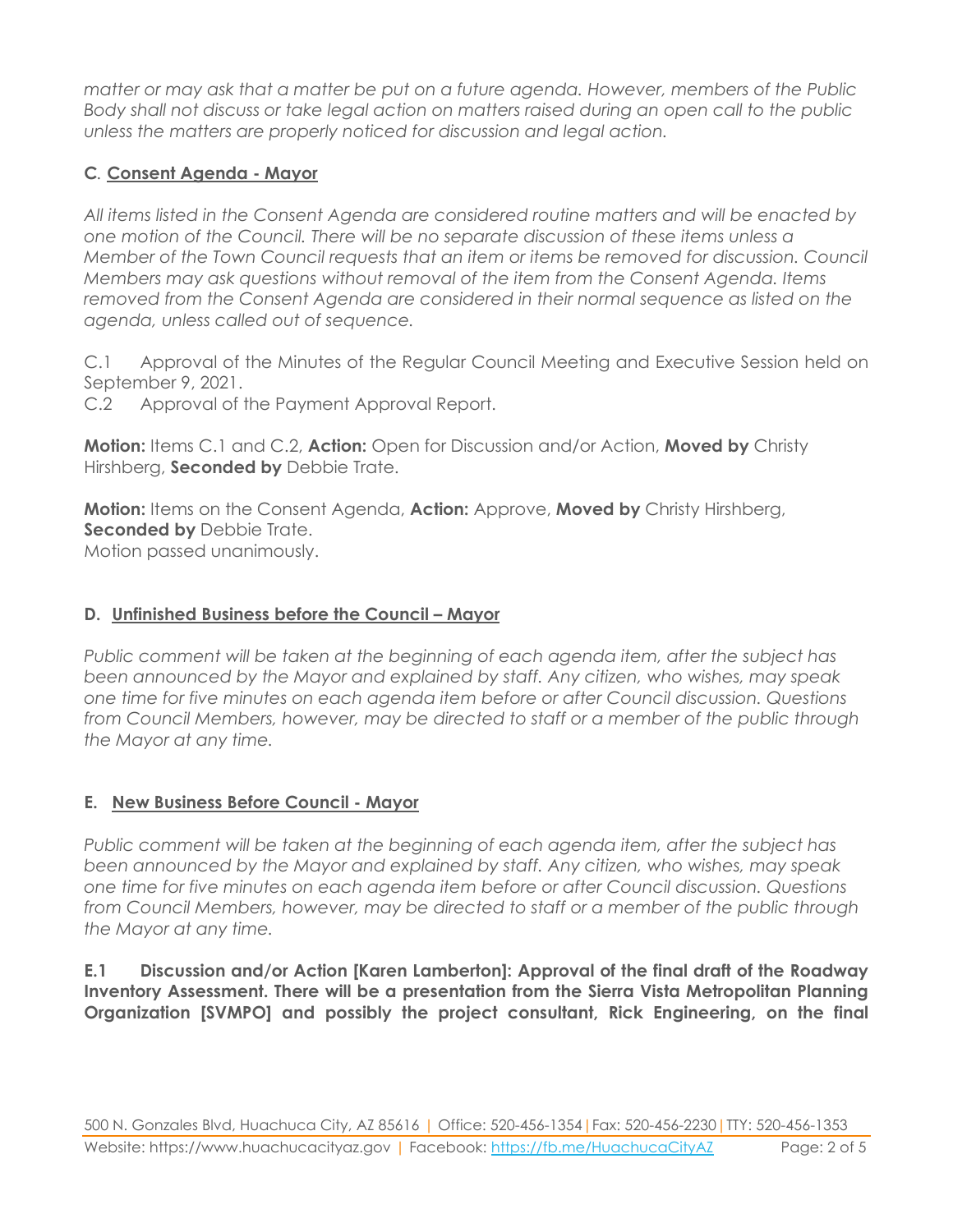*matter or may ask that a matter be put on a future agenda. However, members of the Public Body shall not discuss or take legal action on matters raised during an open call to the public unless the matters are properly noticed for discussion and legal action.*

### C. Consent Agenda - Mayor

*All items listed in the Consent Agenda are considered routine matters and will be enacted by one motion of the Council. There will be no separate discussion of these items unless a Member of the Town Council requests that an item or items be removed for discussion. Council Members may ask questions without removal of the item from the Consent Agenda. Items removed from the Consent Agenda are considered in their normal sequence as listed on the agenda, unless called out of sequence.*

C.1 Approval of the Minutes of the Regular Council Meeting and Executive Session held on September 9, 2021.
C.2 Approval of the Payment Approval Report.

**Motion:** Items C.1 and C.2, **Action:** Open for Discussion and/or Action, **Moved by** Christy Hirshberg, **Seconded by** Debbie Trate.

**Motion:** Items on the Consent Agenda, **Action:** Approve, **Moved by** Christy Hirshberg, **Seconded by** Debbie Trate.
Motion passed unanimously.

### D. Unfinished Business before the Council – Mayor

*Public comment will be taken at the beginning of each agenda item, after the subject has been announced by the Mayor and explained by staff. Any citizen, who wishes, may speak one time for five minutes on each agenda item before or after Council discussion. Questions from Council Members, however, may be directed to staff or a member of the public through the Mayor at any time.*

### E. New Business Before Council - Mayor

*Public comment will be taken at the beginning of each agenda item, after the subject has been announced by the Mayor and explained by staff. Any citizen, who wishes, may speak one time for five minutes on each agenda item before or after Council discussion. Questions from Council Members, however, may be directed to staff or a member of the public through the Mayor at any time.*

**E.1 Discussion and/or Action [Karen Lamberton]: Approval of the final draft of the Roadway Inventory Assessment. There will be a presentation from the Sierra Vista Metropolitan Planning Organization [SVMPO] and possibly the project consultant, Rick Engineering, on the final**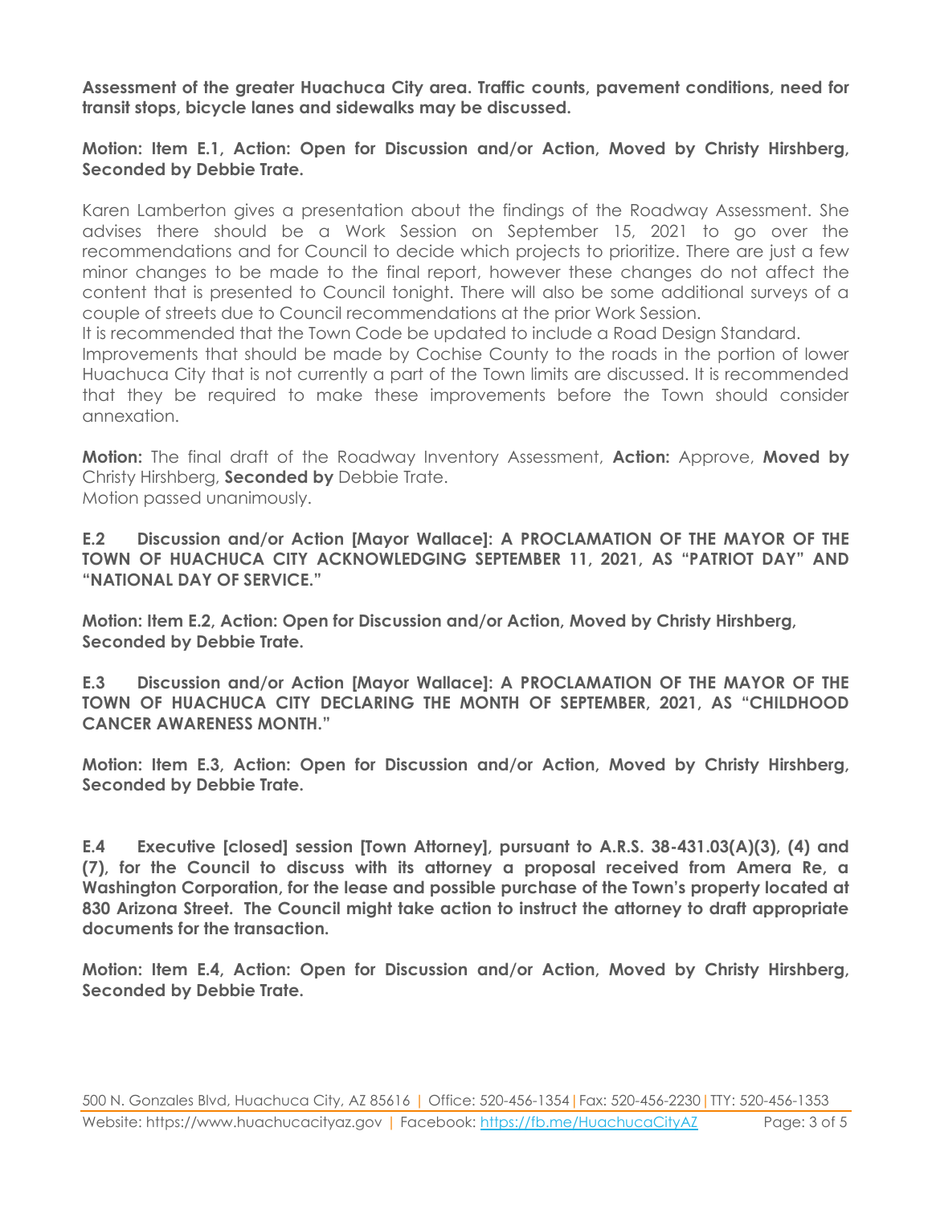**Assessment of the greater Huachuca City area. Traffic counts, pavement conditions, need for transit stops, bicycle lanes and sidewalks may be discussed.**

**Motion: Item E.1, Action: Open for Discussion and/or Action, Moved by Christy Hirshberg, Seconded by Debbie Trate.**

Karen Lamberton gives a presentation about the findings of the Roadway Assessment. She advises there should be a Work Session on September 15, 2021 to go over the recommendations and for Council to decide which projects to prioritize. There are just a few minor changes to be made to the final report, however these changes do not affect the content that is presented to Council tonight. There will also be some additional surveys of a couple of streets due to Council recommendations at the prior Work Session.
It is recommended that the Town Code be updated to include a Road Design Standard.
Improvements that should be made by Cochise County to the roads in the portion of lower Huachuca City that is not currently a part of the Town limits are discussed. It is recommended that they be required to make these improvements before the Town should consider annexation.

**Motion:** The final draft of the Roadway Inventory Assessment, **Action:** Approve, **Moved by** Christy Hirshberg, **Seconded by** Debbie Trate.
Motion passed unanimously.

**E.2 Discussion and/or Action [Mayor Wallace]: A PROCLAMATION OF THE MAYOR OF THE TOWN OF HUACHUCA CITY ACKNOWLEDGING SEPTEMBER 11, 2021, AS "PATRIOT DAY" AND "NATIONAL DAY OF SERVICE."**

**Motion: Item E.2, Action: Open for Discussion and/or Action, Moved by Christy Hirshberg, Seconded by Debbie Trate.**

**E.3 Discussion and/or Action [Mayor Wallace]: A PROCLAMATION OF THE MAYOR OF THE TOWN OF HUACHUCA CITY DECLARING THE MONTH OF SEPTEMBER, 2021, AS "CHILDHOOD CANCER AWARENESS MONTH."**

**Motion: Item E.3, Action: Open for Discussion and/or Action, Moved by Christy Hirshberg, Seconded by Debbie Trate.**

**E.4 Executive [closed] session [Town Attorney], pursuant to A.R.S. 38-431.03(A)(3), (4) and (7), for the Council to discuss with its attorney a proposal received from Amera Re, a Washington Corporation, for the lease and possible purchase of the Town's property located at 830 Arizona Street. The Council might take action to instruct the attorney to draft appropriate documents for the transaction.**

**Motion: Item E.4, Action: Open for Discussion and/or Action, Moved by Christy Hirshberg, Seconded by Debbie Trate.**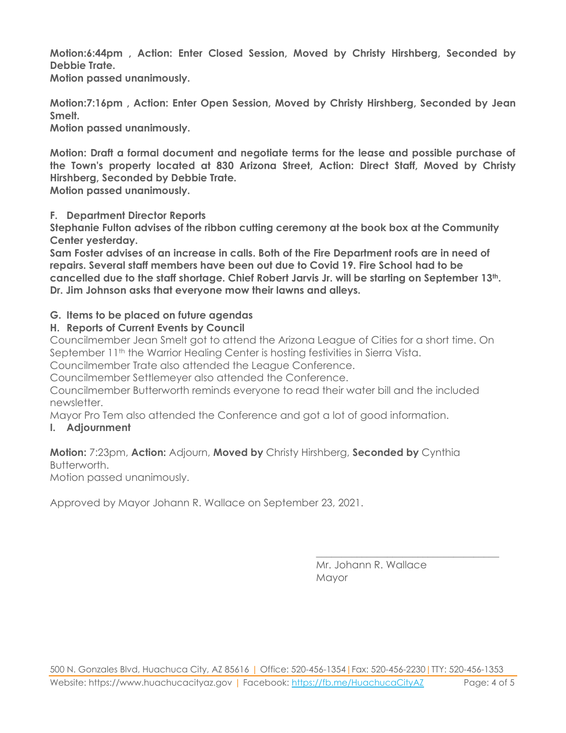**Motion:6:44pm , Action: Enter Closed Session, Moved by Christy Hirshberg, Seconded by Debbie Trate.**
**Motion passed unanimously.**

**Motion:7:16pm , Action: Enter Open Session, Moved by Christy Hirshberg, Seconded by Jean Smelt.**
**Motion passed unanimously.**

**Motion: Draft a formal document and negotiate terms for the lease and possible purchase of the Town's property located at 830 Arizona Street, Action: Direct Staff, Moved by Christy Hirshberg, Seconded by Debbie Trate.**
**Motion passed unanimously.**

**F. Department Director Reports**

**Stephanie Fulton advises of the ribbon cutting ceremony at the book box at the Community Center yesterday.**
**Sam Foster advises of an increase in calls. Both of the Fire Department roofs are in need of repairs. Several staff members have been out due to Covid 19. Fire School had to be cancelled due to the staff shortage. Chief Robert Jarvis Jr. will be starting on September 13th.**
**Dr. Jim Johnson asks that everyone mow their lawns and alleys.**

**G. Items to be placed on future agendas**

**H. Reports of Current Events by Council**

Councilmember Jean Smelt got to attend the Arizona League of Cities for a short time. On September 11th the Warrior Healing Center is hosting festivities in Sierra Vista.
Councilmember Trate also attended the League Conference.
Councilmember Settlemeyer also attended the Conference.
Councilmember Butterworth reminds everyone to read their water bill and the included newsletter.
Mayor Pro Tem also attended the Conference and got a lot of good information.

**I. Adjournment**

**Motion:** 7:23pm, **Action:** Adjourn, **Moved by** Christy Hirshberg, **Seconded by** Cynthia Butterworth.
Motion passed unanimously.

Approved by Mayor Johann R. Wallace on September 23, 2021.

\_\_\_\_\_\_\_\_\_\_\_\_\_\_\_\_\_\_\_\_\_\_\_\_\_\_\_\_\_\_\_\_\_\_\_\_

Mr. Johann R. Wallace
Mayor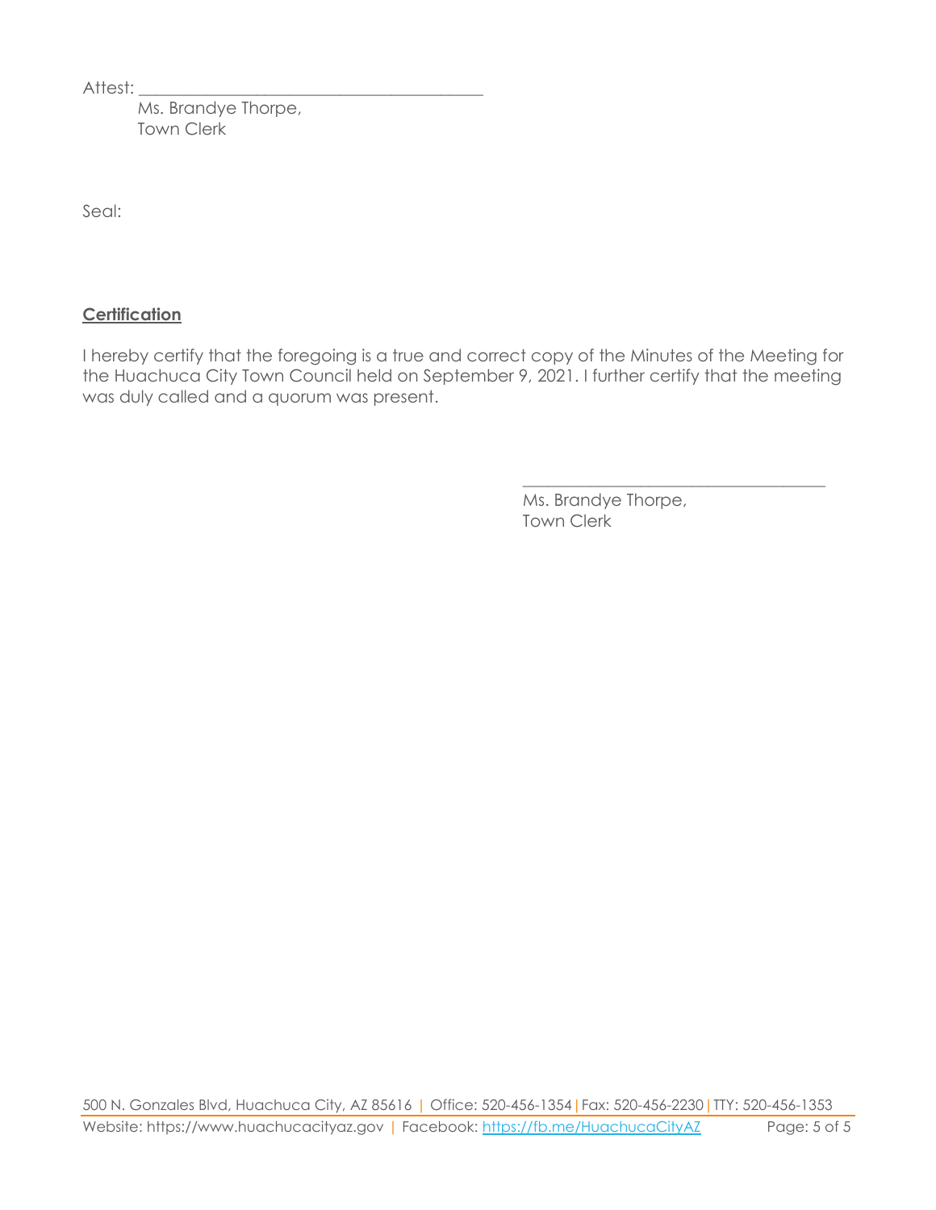Attest: ________________________________________
Ms. Brandye Thorpe,
Town Clerk

Seal:

**Certification**

I hereby certify that the foregoing is a true and correct copy of the Minutes of the Meeting for the Huachuca City Town Council held on September 9, 2021. I further certify that the meeting was duly called and a quorum was present.

________________________________________
Ms. Brandye Thorpe,
Town Clerk